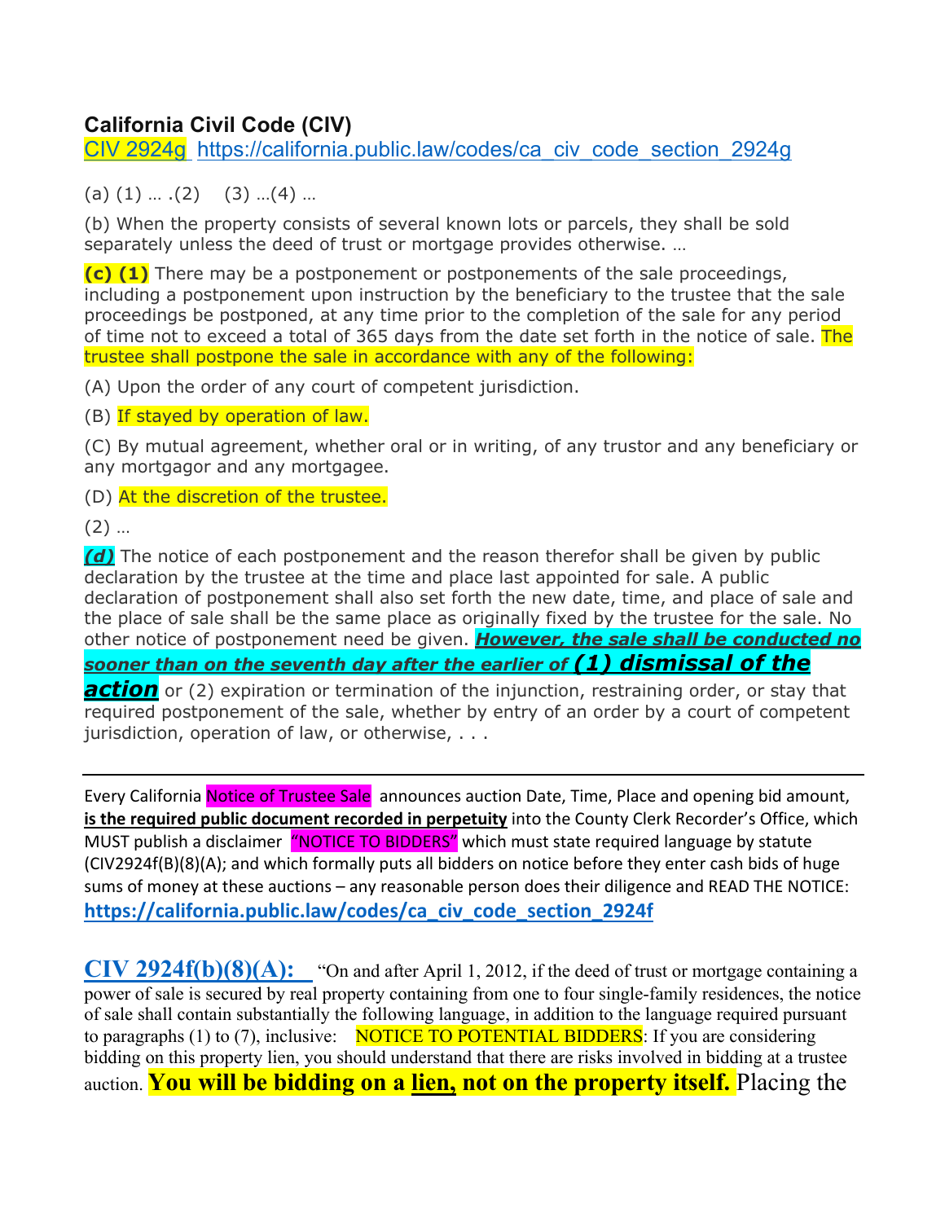## California Civil Code (CIV)

CIV 2924g https://california.public.law/codes/ca_civ_code_section_2924g

(a) (1) … .(2) (3) …(4) …

(b) When the property consists of several known lots or parcels, they shall be sold separately unless the deed of trust or mortgage provides otherwise. …

**(c) (1)** There may be a postponement or postponements of the sale proceedings, including a postponement upon instruction by the beneficiary to the trustee that the sale proceedings be postponed, at any time prior to the completion of the sale for any period of time not to exceed a total of 365 days from the date set forth in the notice of sale. The trustee shall postpone the sale in accordance with any of the following:

(A) Upon the order of any court of competent jurisdiction.

(B) If stayed by operation of law.

(C) By mutual agreement, whether oral or in writing, of any trustor and any beneficiary or any mortgagor and any mortgagee.

(D) At the discretion of the trustee.

(2) …

***(d)*** The notice of each postponement and the reason therefor shall be given by public declaration by the trustee at the time and place last appointed for sale. A public declaration of postponement shall also set forth the new date, time, and place of sale and the place of sale shall be the same place as originally fixed by the trustee for the sale. No other notice of postponement need be given. ***However, the sale shall be conducted no sooner than on the seventh day after the earlier of (1) dismissal of the action*** or (2) expiration or termination of the injunction, restraining order, or stay that required postponement of the sale, whether by entry of an order by a court of competent jurisdiction, operation of law, or otherwise, . . .

---

Every California Notice of Trustee Sale announces auction Date, Time, Place and opening bid amount, **is the required public document recorded in perpetuity** into the County Clerk Recorder's Office, which MUST publish a disclaimer "NOTICE TO BIDDERS" which must state required language by statute (CIV2924f(B)(8)(A); and which formally puts all bidders on notice before they enter cash bids of huge sums of money at these auctions – any reasonable person does their diligence and READ THE NOTICE:

**https://california.public.law/codes/ca_civ_code_section_2924f**

**CIV 2924f(b)(8)(A):** "On and after April 1, 2012, if the deed of trust or mortgage containing a power of sale is secured by real property containing from one to four single-family residences, the notice of sale shall contain substantially the following language, in addition to the language required pursuant to paragraphs (1) to (7), inclusive: NOTICE TO POTENTIAL BIDDERS: If you are considering bidding on this property lien, you should understand that there are risks involved in bidding at a trustee auction. **You will be bidding on a lien, not on the property itself.** Placing the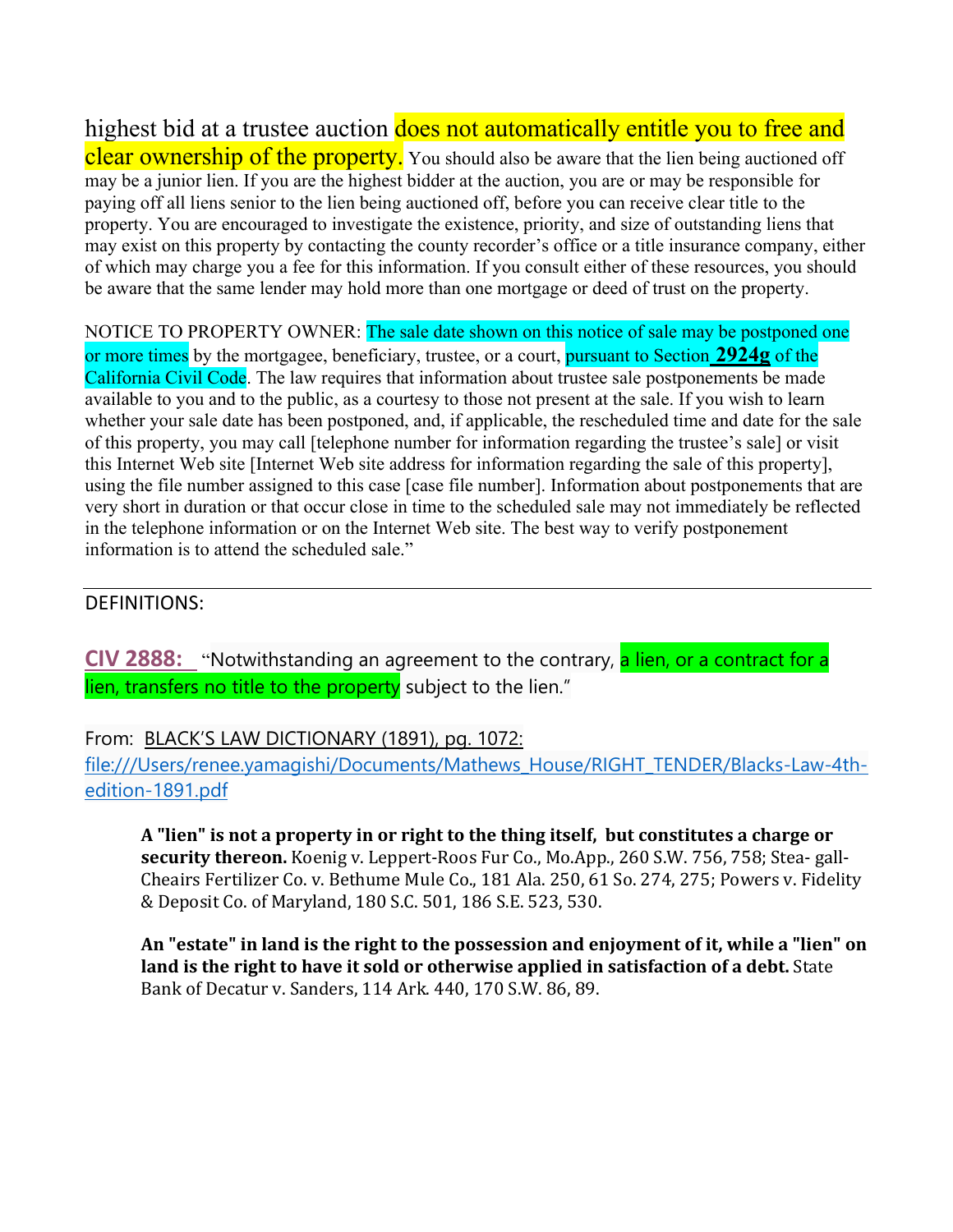highest bid at a trustee auction does not automatically entitle you to free and clear ownership of the property. You should also be aware that the lien being auctioned off may be a junior lien. If you are the highest bidder at the auction, you are or may be responsible for paying off all liens senior to the lien being auctioned off, before you can receive clear title to the property. You are encouraged to investigate the existence, priority, and size of outstanding liens that may exist on this property by contacting the county recorder's office or a title insurance company, either of which may charge you a fee for this information. If you consult either of these resources, you should be aware that the same lender may hold more than one mortgage or deed of trust on the property.

NOTICE TO PROPERTY OWNER: The sale date shown on this notice of sale may be postponed one or more times by the mortgagee, beneficiary, trustee, or a court, pursuant to Section **2924g** of the California Civil Code. The law requires that information about trustee sale postponements be made available to you and to the public, as a courtesy to those not present at the sale. If you wish to learn whether your sale date has been postponed, and, if applicable, the rescheduled time and date for the sale of this property, you may call [telephone number for information regarding the trustee's sale] or visit this Internet Web site [Internet Web site address for information regarding the sale of this property], using the file number assigned to this case [case file number]. Information about postponements that are very short in duration or that occur close in time to the scheduled sale may not immediately be reflected in the telephone information or on the Internet Web site. The best way to verify postponement information is to attend the scheduled sale."

---

DEFINITIONS:

**CIV 2888:** "Notwithstanding an agreement to the contrary, a lien, or a contract for a lien, transfers no title to the property subject to the lien."

From: BLACK'S LAW DICTIONARY (1891), pg. 1072:
file:///Users/renee.yamagishi/Documents/Mathews_House/RIGHT_TENDER/Blacks-Law-4th-edition-1891.pdf

> **A "lien" is not a property in or right to the thing itself, but constitutes a charge or security thereon.** Koenig v. Leppert-Roos Fur Co., Mo.App., 260 S.W. 756, 758; Stea- gall-Cheairs Fertilizer Co. v. Bethume Mule Co., 181 Ala. 250, 61 So. 274, 275; Powers v. Fidelity & Deposit Co. of Maryland, 180 S.C. 501, 186 S.E. 523, 530.
>
> **An "estate" in land is the right to the possession and enjoyment of it, while a "lien" on land is the right to have it sold or otherwise applied in satisfaction of a debt.** State Bank of Decatur v. Sanders, 114 Ark. 440, 170 S.W. 86, 89.